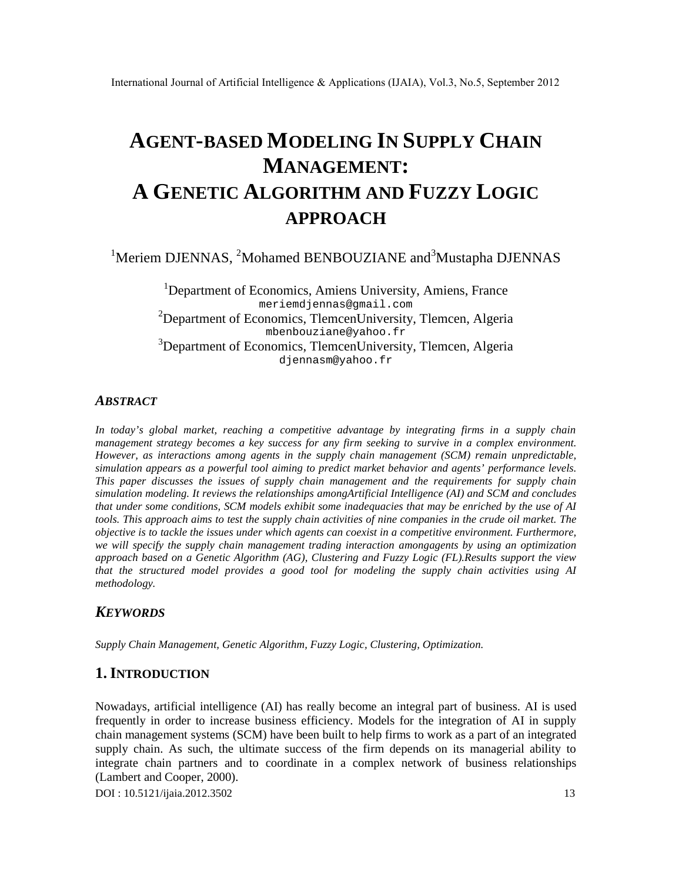# AGENT-BASED MODELING IN SUPPLY CHAIN MANAGEMENT: A GENETIC ALGORITHM AND FUZZY LOGIC APPROACH

[1]Meriem DJENNAS, [2]Mohamed BENBOUZIANE and[3]Mustapha DJENNAS

[1]Department of Economics, Amiens University, Amiens, France
meriemdjennas@gmail.com
[2]Department of Economics, TlemcenUniversity, Tlemcen, Algeria
mbenbouziane@yahoo.fr
[3]Department of Economics, TlemcenUniversity, Tlemcen, Algeria
djennasm@yahoo.fr

## *ABSTRACT*

*In today's global market, reaching a competitive advantage by integrating firms in a supply chain management strategy becomes a key success for any firm seeking to survive in a complex environment. However, as interactions among agents in the supply chain management (SCM) remain unpredictable, simulation appears as a powerful tool aiming to predict market behavior and agents' performance levels. This paper discusses the issues of supply chain management and the requirements for supply chain simulation modeling. It reviews the relationships amongArtificial Intelligence (AI) and SCM and concludes that under some conditions, SCM models exhibit some inadequacies that may be enriched by the use of AI tools. This approach aims to test the supply chain activities of nine companies in the crude oil market. The objective is to tackle the issues under which agents can coexist in a competitive environment. Furthermore, we will specify the supply chain management trading interaction amongagents by using an optimization approach based on a Genetic Algorithm (AG), Clustering and Fuzzy Logic (FL).Results support the view that the structured model provides a good tool for modeling the supply chain activities using AI methodology.*

## *KEYWORDS*

*Supply Chain Management, Genetic Algorithm, Fuzzy Logic, Clustering, Optimization.*

## 1. INTRODUCTION

Nowadays, artificial intelligence (AI) has really become an integral part of business. AI is used frequently in order to increase business efficiency. Models for the integration of AI in supply chain management systems (SCM) have been built to help firms to work as a part of an integrated supply chain. As such, the ultimate success of the firm depends on its managerial ability to integrate chain partners and to coordinate in a complex network of business relationships (Lambert and Cooper, 2000).

DOI : 10.5121/ijaia.2012.3502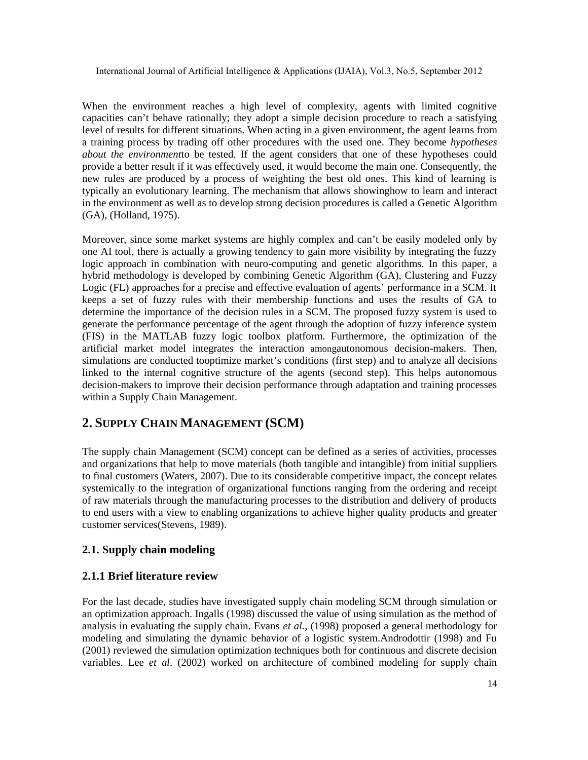When the environment reaches a high level of complexity, agents with limited cognitive capacities can't behave rationally; they adopt a simple decision procedure to reach a satisfying level of results for different situations. When acting in a given environment, the agent learns from a training process by trading off other procedures with the used one. They become *hypotheses about the environment*to be tested. If the agent considers that one of these hypotheses could provide a better result if it was effectively used, it would become the main one. Consequently, the new rules are produced by a process of weighting the best old ones. This kind of learning is typically an evolutionary learning. The mechanism that allows showinghow to learn and interact in the environment as well as to develop strong decision procedures is called a Genetic Algorithm (GA), (Holland, 1975).

Moreover, since some market systems are highly complex and can't be easily modeled only by one AI tool, there is actually a growing tendency to gain more visibility by integrating the fuzzy logic approach in combination with neuro-computing and genetic algorithms. In this paper, a hybrid methodology is developed by combining Genetic Algorithm (GA), Clustering and Fuzzy Logic (FL) approaches for a precise and effective evaluation of agents' performance in a SCM. It keeps a set of fuzzy rules with their membership functions and uses the results of GA to determine the importance of the decision rules in a SCM. The proposed fuzzy system is used to generate the performance percentage of the agent through the adoption of fuzzy inference system (FIS) in the MATLAB fuzzy logic toolbox platform. Furthermore, the optimization of the artificial market model integrates the interaction amongautonomous decision-makers. Then, simulations are conducted tooptimize market's conditions (first step) and to analyze all decisions linked to the internal cognitive structure of the agents (second step). This helps autonomous decision-makers to improve their decision performance through adaptation and training processes within a Supply Chain Management.

## 2. SUPPLY CHAIN MANAGEMENT (SCM)

The supply chain Management (SCM) concept can be defined as a series of activities, processes and organizations that help to move materials (both tangible and intangible) from initial suppliers to final customers (Waters, 2007). Due to its considerable competitive impact, the concept relates systemically to the integration of organizational functions ranging from the ordering and receipt of raw materials through the manufacturing processes to the distribution and delivery of products to end users with a view to enabling organizations to achieve higher quality products and greater customer services(Stevens, 1989).

### 2.1. Supply chain modeling

#### 2.1.1 Brief literature review

For the last decade, studies have investigated supply chain modeling SCM through simulation or an optimization approach. Ingalls (1998) discussed the value of using simulation as the method of analysis in evaluating the supply chain. Evans *et al.*, (1998) proposed a general methodology for modeling and simulating the dynamic behavior of a logistic system.Androdottir (1998) and Fu (2001) reviewed the simulation optimization techniques both for continuous and discrete decision variables. Lee *et al*. (2002) worked on architecture of combined modeling for supply chain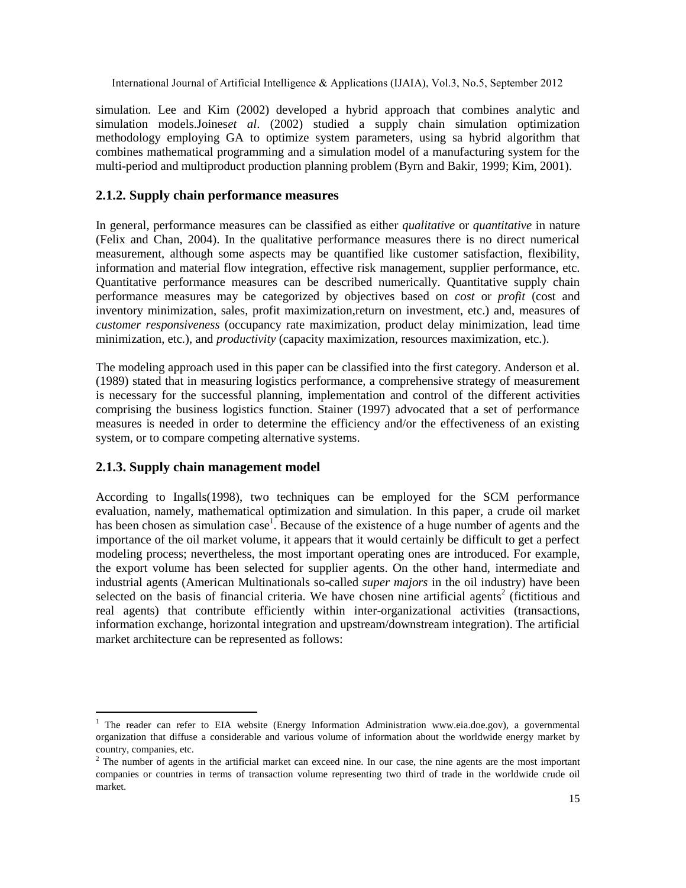simulation. Lee and Kim (2002) developed a hybrid approach that combines analytic and simulation models.Joines*et al*. (2002) studied a supply chain simulation optimization methodology employing GA to optimize system parameters, using sa hybrid algorithm that combines mathematical programming and a simulation model of a manufacturing system for the multi-period and multiproduct production planning problem (Byrn and Bakir, 1999; Kim, 2001).

### 2.1.2. Supply chain performance measures

In general, performance measures can be classified as either *qualitative* or *quantitative* in nature (Felix and Chan, 2004). In the qualitative performance measures there is no direct numerical measurement, although some aspects may be quantified like customer satisfaction, flexibility, information and material flow integration, effective risk management, supplier performance, etc. Quantitative performance measures can be described numerically. Quantitative supply chain performance measures may be categorized by objectives based on *cost* or *profit* (cost and inventory minimization, sales, profit maximization,return on investment, etc.) and, measures of *customer responsiveness* (occupancy rate maximization, product delay minimization, lead time minimization, etc.), and *productivity* (capacity maximization, resources maximization, etc.).

The modeling approach used in this paper can be classified into the first category. Anderson et al. (1989) stated that in measuring logistics performance, a comprehensive strategy of measurement is necessary for the successful planning, implementation and control of the different activities comprising the business logistics function. Stainer (1997) advocated that a set of performance measures is needed in order to determine the efficiency and/or the effectiveness of an existing system, or to compare competing alternative systems.

### 2.1.3. Supply chain management model

According to Ingalls(1998), two techniques can be employed for the SCM performance evaluation, namely, mathematical optimization and simulation. In this paper, a crude oil market has been chosen as simulation case[1]. Because of the existence of a huge number of agents and the importance of the oil market volume, it appears that it would certainly be difficult to get a perfect modeling process; nevertheless, the most important operating ones are introduced. For example, the export volume has been selected for supplier agents. On the other hand, intermediate and industrial agents (American Multinationals so-called *super majors* in the oil industry) have been selected on the basis of financial criteria. We have chosen nine artificial agents[2] (fictitious and real agents) that contribute efficiently within inter-organizational activities (transactions, information exchange, horizontal integration and upstream/downstream integration). The artificial market architecture can be represented as follows:

---

[1] The reader can refer to EIA website (Energy Information Administration www.eia.doe.gov), a governmental organization that diffuse a considerable and various volume of information about the worldwide energy market by country, companies, etc.

[2] The number of agents in the artificial market can exceed nine. In our case, the nine agents are the most important companies or countries in terms of transaction volume representing two third of trade in the worldwide crude oil market.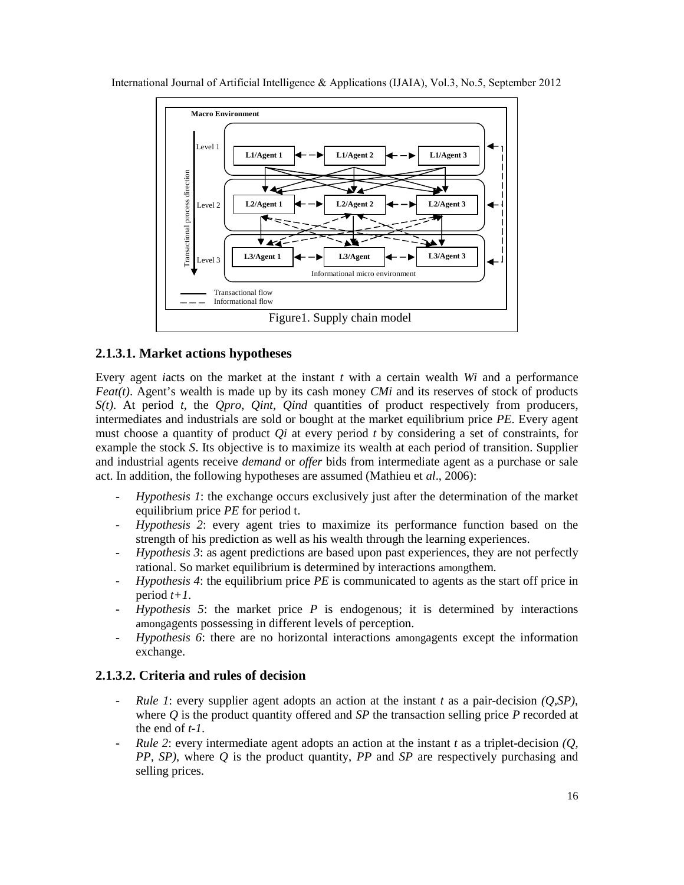Figure1. Supply chain model

### 2.1.3.1. Market actions hypotheses

Every agent *i*acts on the market at the instant *t* with a certain wealth *Wi* and a performance *Feat(t)*. Agent's wealth is made up by its cash money *CMi* and its reserves of stock of products *S(t)*. At period *t*, the *Qpro*, *Qint*, *Qind* quantities of product respectively from producers, intermediates and industrials are sold or bought at the market equilibrium price *PE*. Every agent must choose a quantity of product *Qi* at every period *t* by considering a set of constraints, for example the stock *S*. Its objective is to maximize its wealth at each period of transition. Supplier and industrial agents receive *demand* or *offer* bids from intermediate agent as a purchase or sale act. In addition, the following hypotheses are assumed (Mathieu et *al*., 2006):

- *Hypothesis 1*: the exchange occurs exclusively just after the determination of the market equilibrium price *PE* for period t.
- *Hypothesis 2*: every agent tries to maximize its performance function based on the strength of his prediction as well as his wealth through the learning experiences.
- *Hypothesis 3*: as agent predictions are based upon past experiences, they are not perfectly rational. So market equilibrium is determined by interactions amongthem.
- *Hypothesis 4*: the equilibrium price *PE* is communicated to agents as the start off price in period *t+1*.
- *Hypothesis 5*: the market price *P* is endogenous; it is determined by interactions amongagents possessing in different levels of perception.
- *Hypothesis 6*: there are no horizontal interactions amongagents except the information exchange.

### 2.1.3.2. Criteria and rules of decision

- *Rule 1*: every supplier agent adopts an action at the instant *t* as a pair-decision *(Q,SP)*, where *Q* is the product quantity offered and *SP* the transaction selling price *P* recorded at the end of *t-1*.
- *Rule 2*: every intermediate agent adopts an action at the instant *t* as a triplet-decision *(Q, PP, SP)*, where *Q* is the product quantity, *PP* and *SP* are respectively purchasing and selling prices.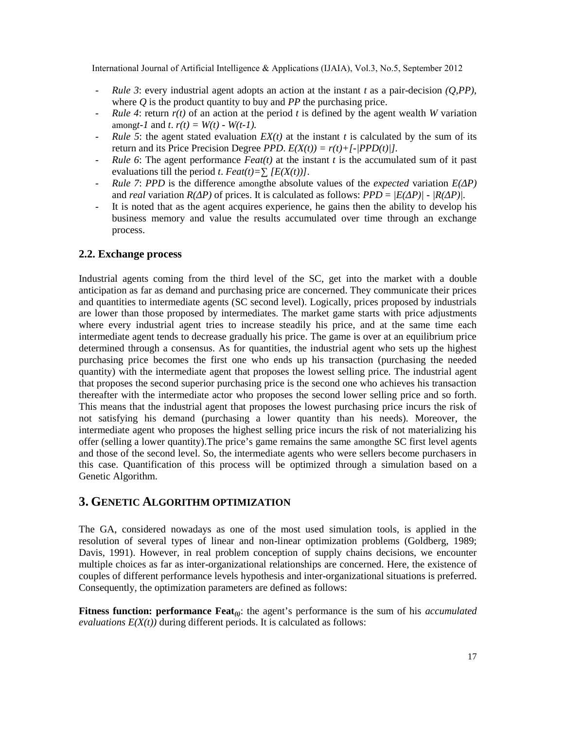- *Rule 3*: every industrial agent adopts an action at the instant *t* as a pair-decision *(Q,PP)*, where *Q* is the product quantity to buy and *PP* the purchasing price.
- *Rule 4*: return $r(t)$ of an action at the period *t* is defined by the agent wealth *W* variation amongt$-1$ and *t*. $r(t) = W(t) - W(t-1)$.
- *Rule 5*: the agent stated evaluation $EX(t)$ at the instant *t* is calculated by the sum of its return and its Price Precision Degree *PPD*. $E(X(t)) = r(t)+[-|PPD(t)|]$.
- *Rule 6*: The agent performance $Feat(t)$ at the instant *t* is the accumulated sum of it past evaluations till the period *t*. $Feat(t)=\sum [E(X(t))]$.
- *Rule 7*: *PPD* is the difference amongthe absolute values of the *expected* variation $E(\Delta P)$ and *real* variation $R(\Delta P)$ of prices. It is calculated as follows: $PPD = |E(\Delta P)| - |R(\Delta P)|$.
- It is noted that as the agent acquires experience, he gains then the ability to develop his business memory and value the results accumulated over time through an exchange process.

### 2.2. Exchange process

Industrial agents coming from the third level of the SC, get into the market with a double anticipation as far as demand and purchasing price are concerned. They communicate their prices and quantities to intermediate agents (SC second level). Logically, prices proposed by industrials are lower than those proposed by intermediates. The market game starts with price adjustments where every industrial agent tries to increase steadily his price, and at the same time each intermediate agent tends to decrease gradually his price. The game is over at an equilibrium price determined through a consensus. As for quantities, the industrial agent who sets up the highest purchasing price becomes the first one who ends up his transaction (purchasing the needed quantity) with the intermediate agent that proposes the lowest selling price. The industrial agent that proposes the second superior purchasing price is the second one who achieves his transaction thereafter with the intermediate actor who proposes the second lower selling price and so forth. This means that the industrial agent that proposes the lowest purchasing price incurs the risk of not satisfying his demand (purchasing a lower quantity than his needs). Moreover, the intermediate agent who proposes the highest selling price incurs the risk of not materializing his offer (selling a lower quantity).The price's game remains the same amongthe SC first level agents and those of the second level. So, the intermediate agents who were sellers become purchasers in this case. Quantification of this process will be optimized through a simulation based on a Genetic Algorithm.

## 3. Genetic Algorithm optimization

The GA, considered nowadays as one of the most used simulation tools, is applied in the resolution of several types of linear and non-linear optimization problems (Goldberg, 1989; Davis, 1991). However, in real problem conception of supply chains decisions, we encounter multiple choices as far as inter-organizational relationships are concerned. Here, the existence of couples of different performance levels hypothesis and inter-organizational situations is preferred. Consequently, the optimization parameters are defined as follows:

**Fitness function: performance $Feat_{(t)}$**: the agent's performance is the sum of his *accumulated evaluations* $E(X(t))$ during different periods. It is calculated as follows: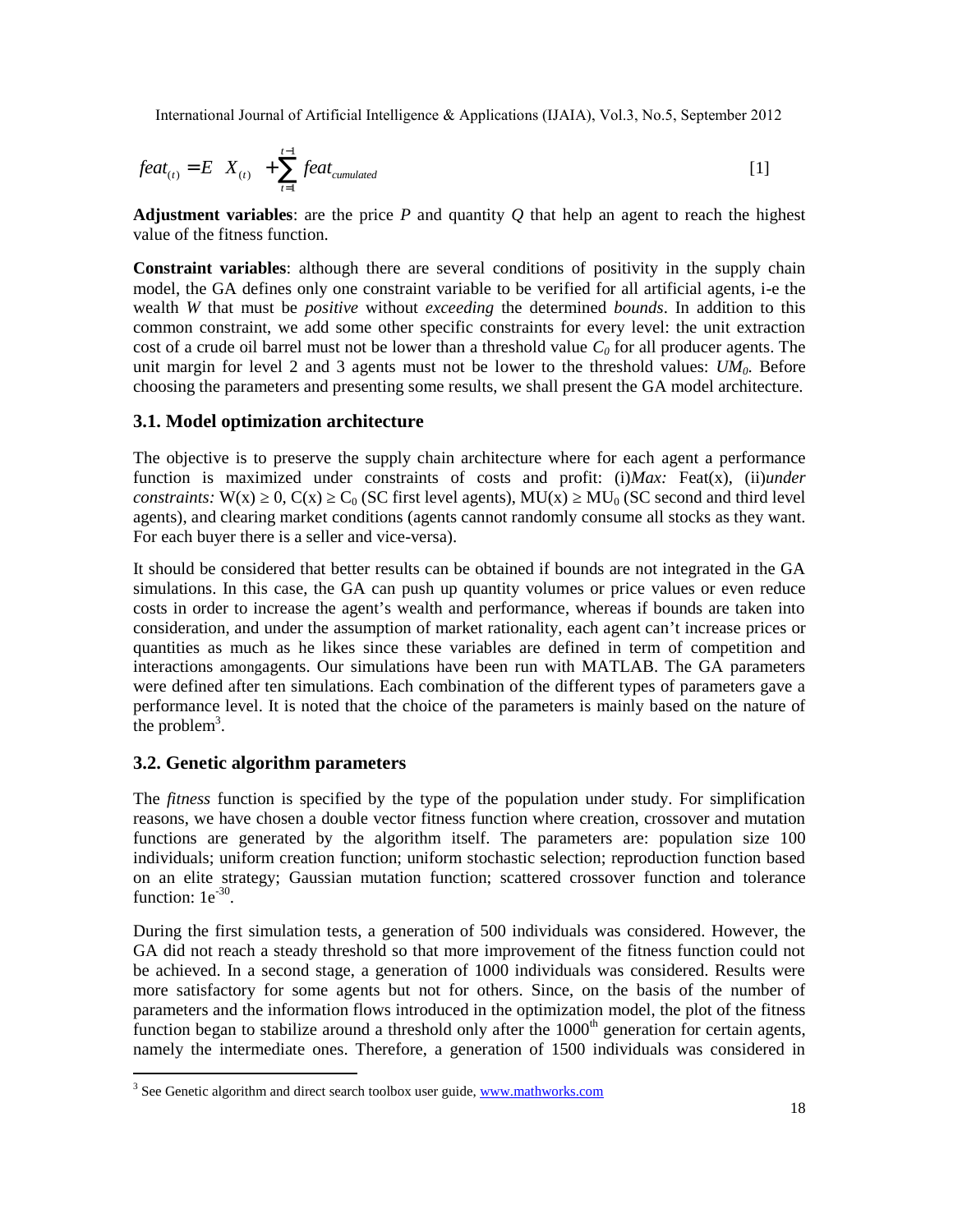$$feat_{(t)} = E\left(X_{(t)}\right) + \sum_{t=1}^{t-1} feat_{cumulated} \qquad [1]$$

**Adjustment variables**: are the price *P* and quantity *Q* that help an agent to reach the highest value of the fitness function.

**Constraint variables**: although there are several conditions of positivity in the supply chain model, the GA defines only one constraint variable to be verified for all artificial agents, i-e the wealth *W* that must be *positive* without *exceeding* the determined *bounds*. In addition to this common constraint, we add some other specific constraints for every level: the unit extraction cost of a crude oil barrel must not be lower than a threshold value $C_0$ for all producer agents. The unit margin for level 2 and 3 agents must not be lower to the threshold values: $UM_0$. Before choosing the parameters and presenting some results, we shall present the GA model architecture.

### 3.1. Model optimization architecture

The objective is to preserve the supply chain architecture where for each agent a performance function is maximized under constraints of costs and profit: (i)*Max:* Feat(x), (ii)*under constraints:* $W(x) \geq 0$, $C(x) \geq C_0$ (SC first level agents), $MU(x) \geq MU_0$ (SC second and third level agents), and clearing market conditions (agents cannot randomly consume all stocks as they want. For each buyer there is a seller and vice-versa).

It should be considered that better results can be obtained if bounds are not integrated in the GA simulations. In this case, the GA can push up quantity volumes or price values or even reduce costs in order to increase the agent's wealth and performance, whereas if bounds are taken into consideration, and under the assumption of market rationality, each agent can't increase prices or quantities as much as he likes since these variables are defined in term of competition and interactions amongagents. Our simulations have been run with MATLAB. The GA parameters were defined after ten simulations. Each combination of the different types of parameters gave a performance level. It is noted that the choice of the parameters is mainly based on the nature of the problem[3].

### 3.2. Genetic algorithm parameters

The *fitness* function is specified by the type of the population under study. For simplification reasons, we have chosen a double vector fitness function where creation, crossover and mutation functions are generated by the algorithm itself. The parameters are: population size 100 individuals; uniform creation function; uniform stochastic selection; reproduction function based on an elite strategy; Gaussian mutation function; scattered crossover function and tolerance function: $1e^{-30}$.

During the first simulation tests, a generation of 500 individuals was considered. However, the GA did not reach a steady threshold so that more improvement of the fitness function could not be achieved. In a second stage, a generation of 1000 individuals was considered. Results were more satisfactory for some agents but not for others. Since, on the basis of the number of parameters and the information flows introduced in the optimization model, the plot of the fitness function began to stabilize around a threshold only after the $1000^{th}$ generation for certain agents, namely the intermediate ones. Therefore, a generation of 1500 individuals was considered in

---

[3] See Genetic algorithm and direct search toolbox user guide, www.mathworks.com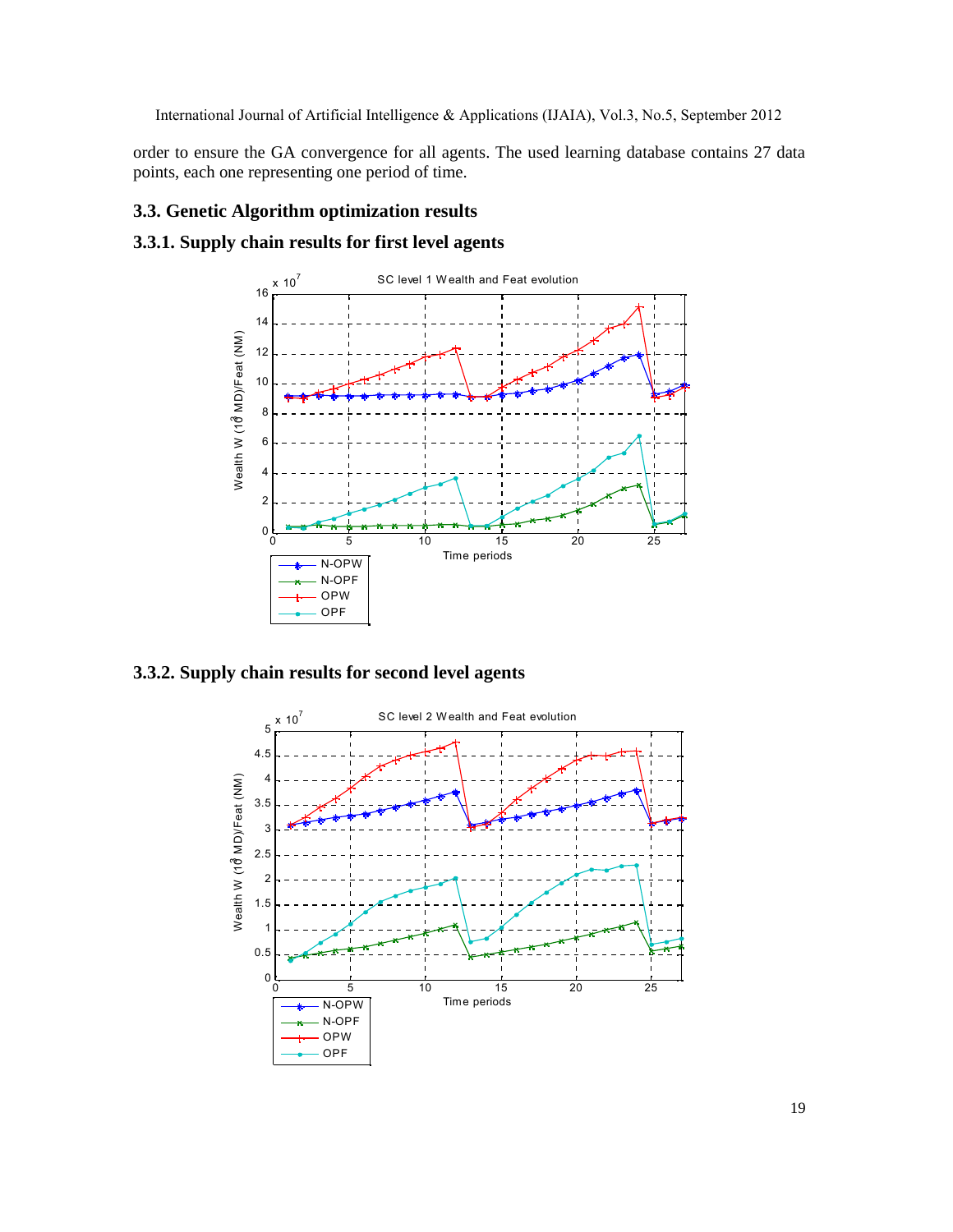order to ensure the GA convergence for all agents. The used learning database contains 27 data points, each one representing one period of time.

### 3.3. Genetic Algorithm optimization results

#### 3.3.1. Supply chain results for first level agents

#### 3.3.2. Supply chain results for second level agents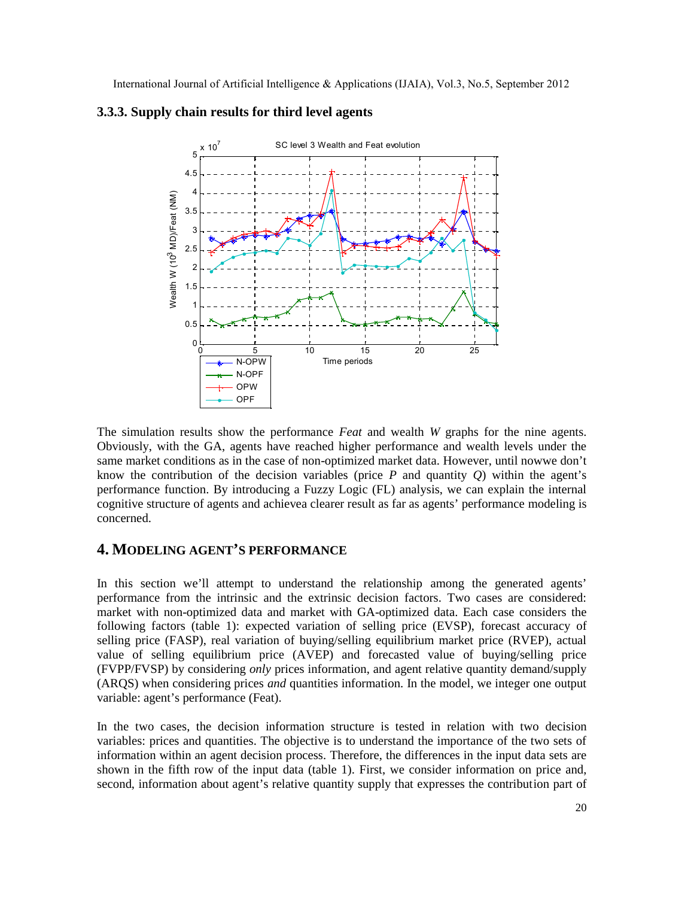### 3.3.3. Supply chain results for third level agents

The simulation results show the performance *Feat* and wealth *W* graphs for the nine agents. Obviously, with the GA, agents have reached higher performance and wealth levels under the same market conditions as in the case of non-optimized market data. However, until nowwe don't know the contribution of the decision variables (price *P* and quantity *Q*) within the agent's performance function. By introducing a Fuzzy Logic (FL) analysis, we can explain the internal cognitive structure of agents and achievea clearer result as far as agents' performance modeling is concerned.

## 4. MODELING AGENT'S PERFORMANCE

In this section we'll attempt to understand the relationship among the generated agents' performance from the intrinsic and the extrinsic decision factors. Two cases are considered: market with non-optimized data and market with GA-optimized data. Each case considers the following factors (table 1): expected variation of selling price (EVSP), forecast accuracy of selling price (FASP), real variation of buying/selling equilibrium market price (RVEP), actual value of selling equilibrium price (AVEP) and forecasted value of buying/selling price (FVPP/FVSP) by considering *only* prices information, and agent relative quantity demand/supply (ARQS) when considering prices *and* quantities information. In the model, we integer one output variable: agent's performance (Feat).

In the two cases, the decision information structure is tested in relation with two decision variables: prices and quantities. The objective is to understand the importance of the two sets of information within an agent decision process. Therefore, the differences in the input data sets are shown in the fifth row of the input data (table 1). First, we consider information on price and, second, information about agent's relative quantity supply that expresses the contribution part of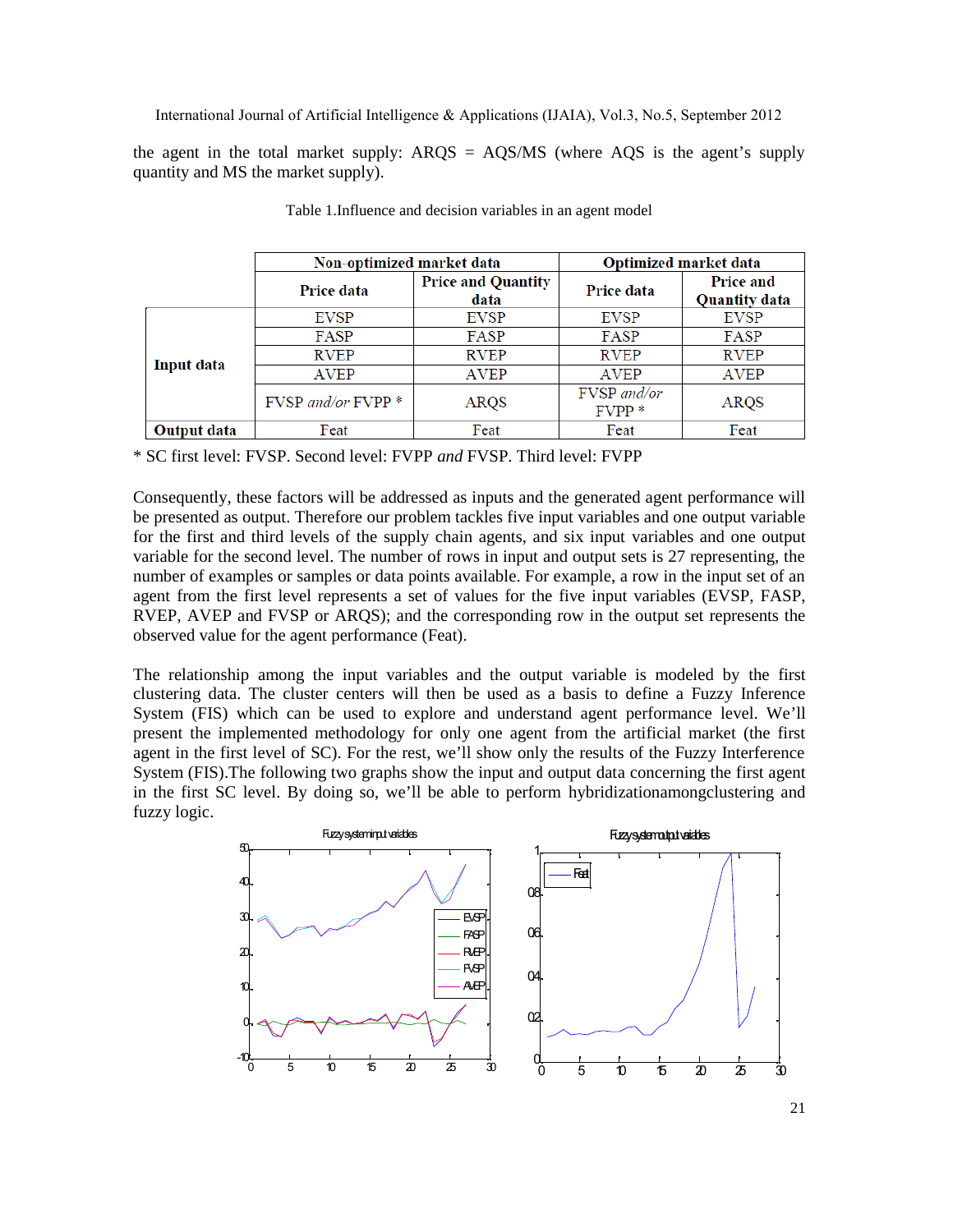the agent in the total market supply: ARQS = AQS/MS (where AQS is the agent's supply quantity and MS the market supply).

Table 1.Influence and decision variables in an agent model

| | Non-optimized market data | | Optimized market data | |
|---|---|---|---|---|
| | Price data | Price and Quantity data | Price data | Price and Quantity data |
| Input data | EVSP | EVSP | EVSP | EVSP |
| | FASP | FASP | FASP | FASP |
| | RVEP | RVEP | RVEP | RVEP |
| | AVEP | AVEP | AVEP | AVEP |
| | FVSP *and/or* FVPP * | ARQS | FVSP *and/or* FVPP * | ARQS |
| Output data | Feat | Feat | Feat | Feat |

* SC first level: FVSP. Second level: FVPP *and* FVSP. Third level: FVPP

Consequently, these factors will be addressed as inputs and the generated agent performance will be presented as output. Therefore our problem tackles five input variables and one output variable for the first and third levels of the supply chain agents, and six input variables and one output variable for the second level. The number of rows in input and output sets is 27 representing, the number of examples or samples or data points available. For example, a row in the input set of an agent from the first level represents a set of values for the five input variables (EVSP, FASP, RVEP, AVEP and FVSP or ARQS); and the corresponding row in the output set represents the observed value for the agent performance (Feat).

The relationship among the input variables and the output variable is modeled by the first clustering data. The cluster centers will then be used as a basis to define a Fuzzy Inference System (FIS) which can be used to explore and understand agent performance level. We'll present the implemented methodology for only one agent from the artificial market (the first agent in the first level of SC). For the rest, we'll show only the results of the Fuzzy Interference System (FIS).The following two graphs show the input and output data concerning the first agent in the first SC level. By doing so, we'll be able to perform hybridizationamongclustering and fuzzy logic.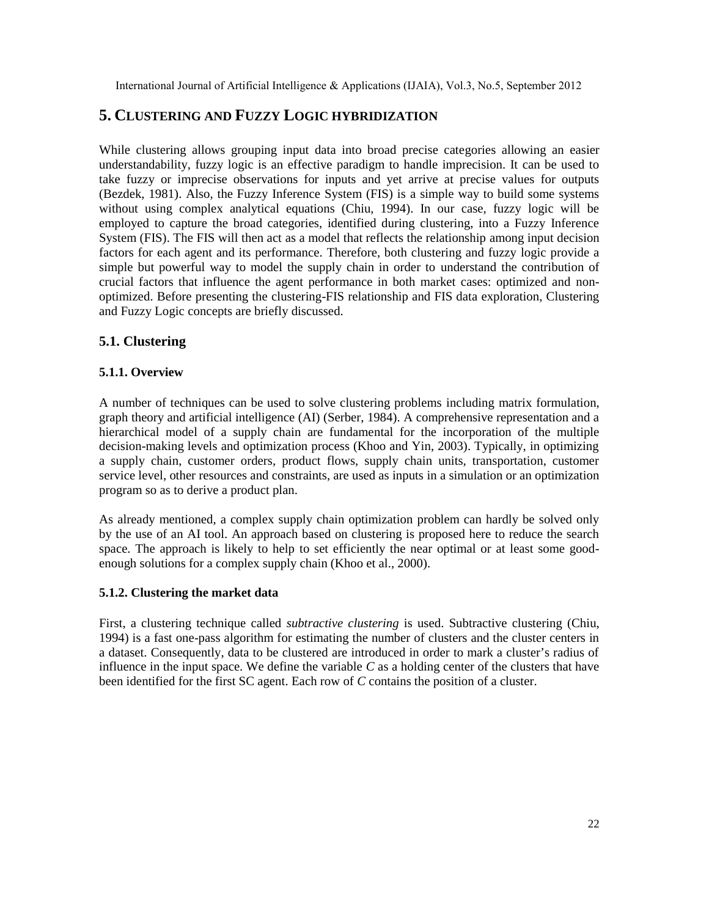## 5. CLUSTERING AND FUZZY LOGIC HYBRIDIZATION

While clustering allows grouping input data into broad precise categories allowing an easier understandability, fuzzy logic is an effective paradigm to handle imprecision. It can be used to take fuzzy or imprecise observations for inputs and yet arrive at precise values for outputs (Bezdek, 1981). Also, the Fuzzy Inference System (FIS) is a simple way to build some systems without using complex analytical equations (Chiu, 1994). In our case, fuzzy logic will be employed to capture the broad categories, identified during clustering, into a Fuzzy Inference System (FIS). The FIS will then act as a model that reflects the relationship among input decision factors for each agent and its performance. Therefore, both clustering and fuzzy logic provide a simple but powerful way to model the supply chain in order to understand the contribution of crucial factors that influence the agent performance in both market cases: optimized and non-optimized. Before presenting the clustering-FIS relationship and FIS data exploration, Clustering and Fuzzy Logic concepts are briefly discussed.

### 5.1. Clustering

#### 5.1.1. Overview

A number of techniques can be used to solve clustering problems including matrix formulation, graph theory and artificial intelligence (AI) (Serber, 1984). A comprehensive representation and a hierarchical model of a supply chain are fundamental for the incorporation of the multiple decision-making levels and optimization process (Khoo and Yin, 2003). Typically, in optimizing a supply chain, customer orders, product flows, supply chain units, transportation, customer service level, other resources and constraints, are used as inputs in a simulation or an optimization program so as to derive a product plan.

As already mentioned, a complex supply chain optimization problem can hardly be solved only by the use of an AI tool. An approach based on clustering is proposed here to reduce the search space. The approach is likely to help to set efficiently the near optimal or at least some good-enough solutions for a complex supply chain (Khoo et al., 2000).

#### 5.1.2. Clustering the market data

First, a clustering technique called *subtractive clustering* is used. Subtractive clustering (Chiu, 1994) is a fast one-pass algorithm for estimating the number of clusters and the cluster centers in a dataset. Consequently, data to be clustered are introduced in order to mark a cluster's radius of influence in the input space. We define the variable $C$ as a holding center of the clusters that have been identified for the first SC agent. Each row of $C$ contains the position of a cluster.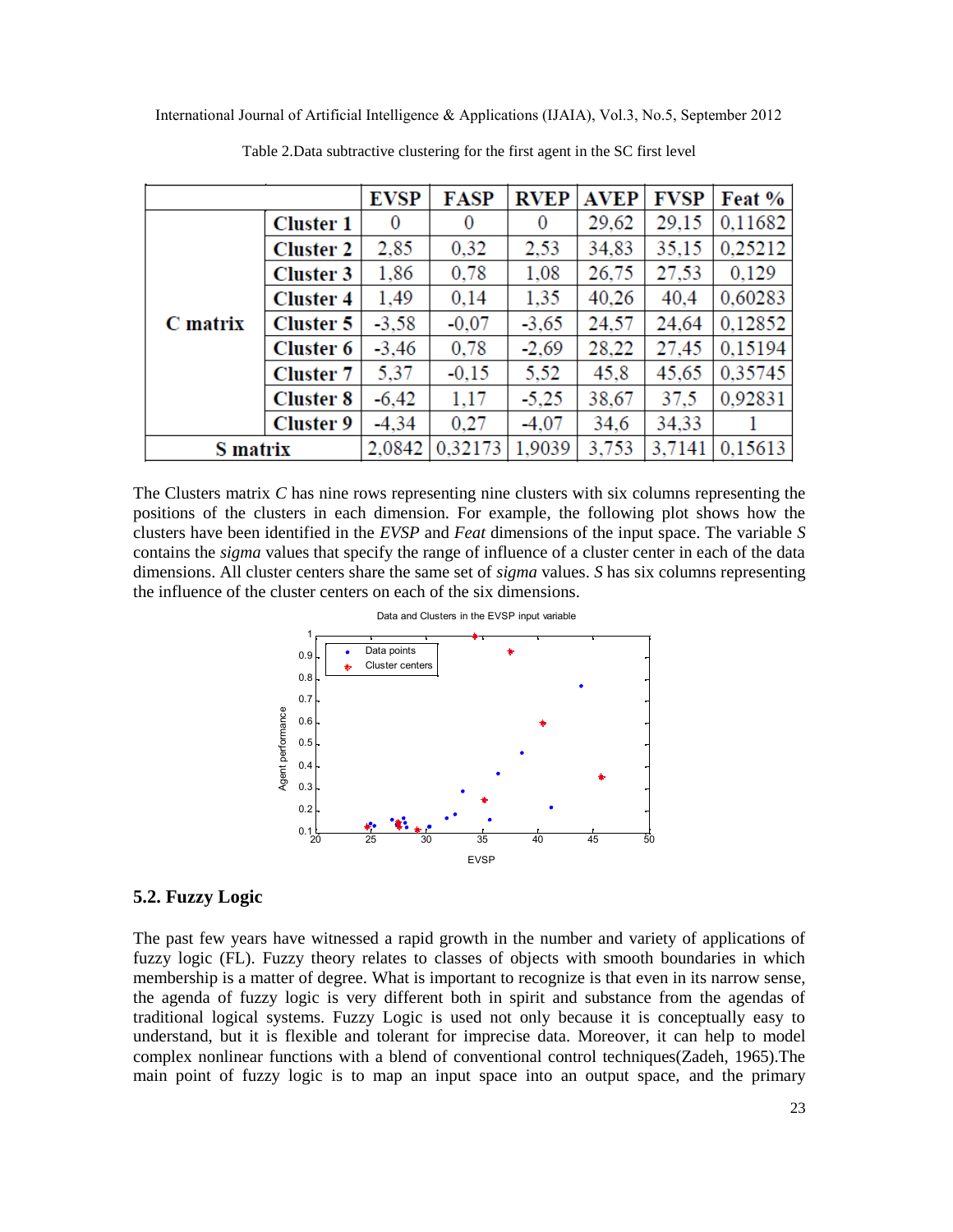Table 2.Data subtractive clustering for the first agent in the SC first level

| | | EVSP | FASP | RVEP | AVEP | FVSP | Feat % |
|---|---|---|---|---|---|---|---|
| C matrix | Cluster 1 | 0 | 0 | 0 | 29,62 | 29,15 | 0,11682 |
| | Cluster 2 | 2,85 | 0,32 | 2,53 | 34,83 | 35,15 | 0,25212 |
| | Cluster 3 | 1,86 | 0,78 | 1,08 | 26,75 | 27,53 | 0,129 |
| | Cluster 4 | 1,49 | 0,14 | 1,35 | 40,26 | 40,4 | 0,60283 |
| | Cluster 5 | -3,58 | -0,07 | -3,65 | 24,57 | 24,64 | 0,12852 |
| | Cluster 6 | -3,46 | 0,78 | -2,69 | 28,22 | 27,45 | 0,15194 |
| | Cluster 7 | 5,37 | -0,15 | 5,52 | 45,8 | 45,65 | 0,35745 |
| | Cluster 8 | -6,42 | 1,17 | -5,25 | 38,67 | 37,5 | 0,92831 |
| | Cluster 9 | -4,34 | 0,27 | -4,07 | 34,6 | 34,33 | 1 |
| S matrix | | 2,0842 | 0,32173 | 1,9039 | 3,753 | 3,7141 | 0,15613 |

The Clusters matrix *C* has nine rows representing nine clusters with six columns representing the positions of the clusters in each dimension. For example, the following plot shows how the clusters have been identified in the *EVSP* and *Feat* dimensions of the input space. The variable *S* contains the *sigma* values that specify the range of influence of a cluster center in each of the data dimensions. All cluster centers share the same set of *sigma* values. *S* has six columns representing the influence of the cluster centers on each of the six dimensions.

Data and Clusters in the EVSP input variable

## 5.2. Fuzzy Logic

The past few years have witnessed a rapid growth in the number and variety of applications of fuzzy logic (FL). Fuzzy theory relates to classes of objects with smooth boundaries in which membership is a matter of degree. What is important to recognize is that even in its narrow sense, the agenda of fuzzy logic is very different both in spirit and substance from the agendas of traditional logical systems. Fuzzy Logic is used not only because it is conceptually easy to understand, but it is flexible and tolerant for imprecise data. Moreover, it can help to model complex nonlinear functions with a blend of conventional control techniques(Zadeh, 1965).The main point of fuzzy logic is to map an input space into an output space, and the primary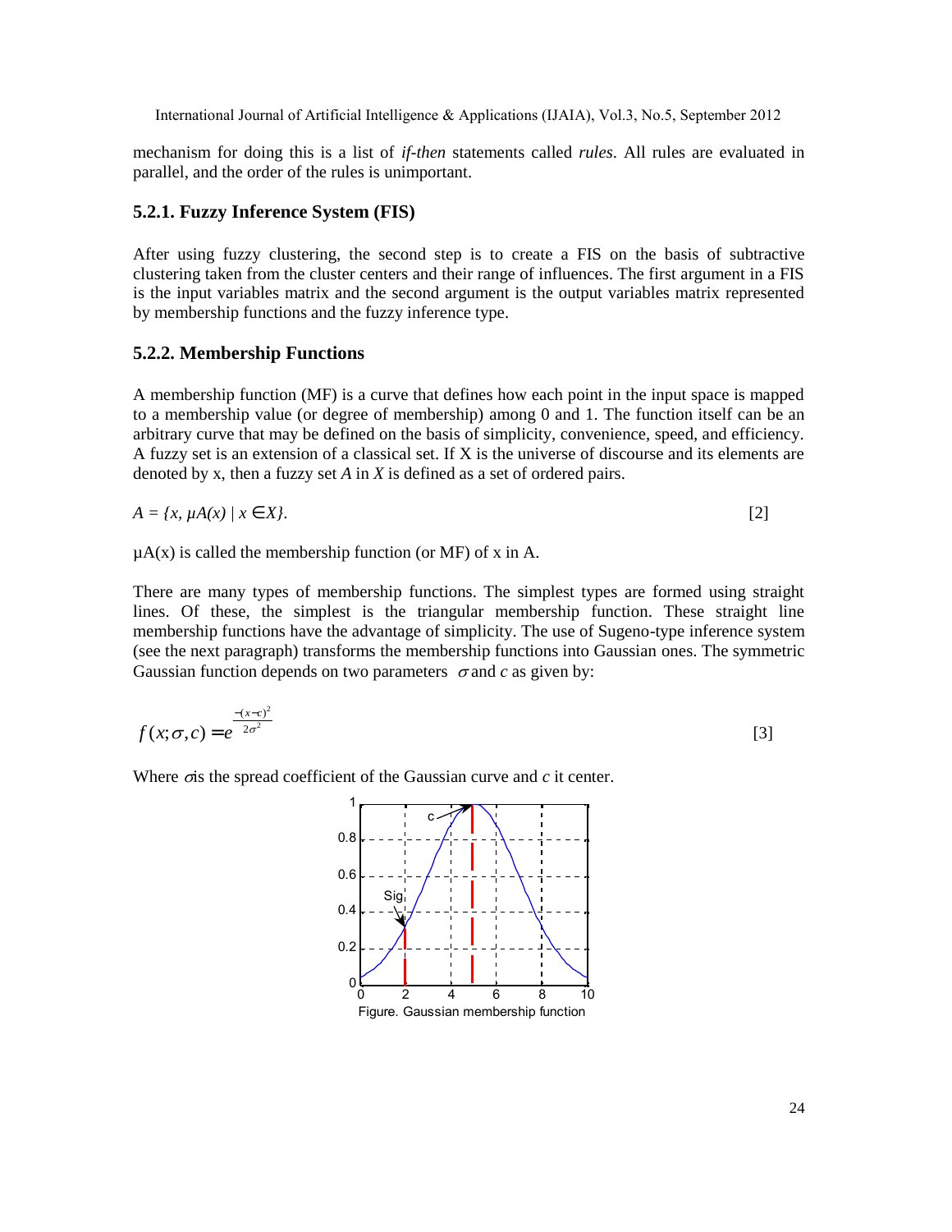mechanism for doing this is a list of *if-then* statements called *rules*. All rules are evaluated in parallel, and the order of the rules is unimportant.

### 5.2.1. Fuzzy Inference System (FIS)

After using fuzzy clustering, the second step is to create a FIS on the basis of subtractive clustering taken from the cluster centers and their range of influences. The first argument in a FIS is the input variables matrix and the second argument is the output variables matrix represented by membership functions and the fuzzy inference type.

### 5.2.2. Membership Functions

A membership function (MF) is a curve that defines how each point in the input space is mapped to a membership value (or degree of membership) among 0 and 1. The function itself can be an arbitrary curve that may be defined on the basis of simplicity, convenience, speed, and efficiency. A fuzzy set is an extension of a classical set. If X is the universe of discourse and its elements are denoted by x, then a fuzzy set *A* in *X* is defined as a set of ordered pairs.

$$A = \{x, \mu A(x) \mid x \in X\}. \quad [2]$$

$\mu A(x)$ is called the membership function (or MF) of x in A.

There are many types of membership functions. The simplest types are formed using straight lines. Of these, the simplest is the triangular membership function. These straight line membership functions have the advantage of simplicity. The use of Sugeno-type inference system (see the next paragraph) transforms the membership functions into Gaussian ones. The symmetric Gaussian function depends on two parameters $\sigma$ and *c* as given by:

$$f(x;\sigma,c) = e^{\frac{-(x-c)^2}{2\sigma^2}} \quad [3]$$

Where $\sigma$ is the spread coefficient of the Gaussian curve and *c* it center.

Figure. Gaussian membership function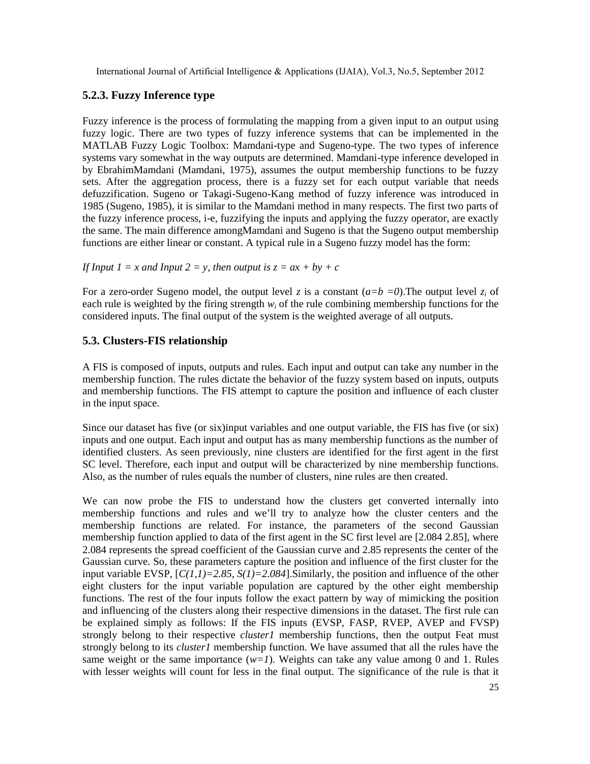### 5.2.3. Fuzzy Inference type

Fuzzy inference is the process of formulating the mapping from a given input to an output using fuzzy logic. There are two types of fuzzy inference systems that can be implemented in the MATLAB Fuzzy Logic Toolbox: Mamdani-type and Sugeno-type. The two types of inference systems vary somewhat in the way outputs are determined. Mamdani-type inference developed in by EbrahimMamdani (Mamdani, 1975), assumes the output membership functions to be fuzzy sets. After the aggregation process, there is a fuzzy set for each output variable that needs defuzzification. Sugeno or Takagi-Sugeno-Kang method of fuzzy inference was introduced in 1985 (Sugeno, 1985), it is similar to the Mamdani method in many respects. The first two parts of the fuzzy inference process, i-e, fuzzifying the inputs and applying the fuzzy operator, are exactly the same. The main difference amongMamdani and Sugeno is that the Sugeno output membership functions are either linear or constant. A typical rule in a Sugeno fuzzy model has the form:

*If Input 1 = x and Input 2 = y, then output is* $z = ax + by + c$

For a zero-order Sugeno model, the output level $z$ is a constant ($a=b=0$).The output level $z_i$ of each rule is weighted by the firing strength $w_i$ of the rule combining membership functions for the considered inputs. The final output of the system is the weighted average of all outputs.

## 5.3. Clusters-FIS relationship

A FIS is composed of inputs, outputs and rules. Each input and output can take any number in the membership function. The rules dictate the behavior of the fuzzy system based on inputs, outputs and membership functions. The FIS attempt to capture the position and influence of each cluster in the input space.

Since our dataset has five (or six)input variables and one output variable, the FIS has five (or six) inputs and one output. Each input and output has as many membership functions as the number of identified clusters. As seen previously, nine clusters are identified for the first agent in the first SC level. Therefore, each input and output will be characterized by nine membership functions. Also, as the number of rules equals the number of clusters, nine rules are then created.

We can now probe the FIS to understand how the clusters get converted internally into membership functions and rules and we'll try to analyze how the cluster centers and the membership functions are related. For instance, the parameters of the second Gaussian membership function applied to data of the first agent in the SC first level are [2.084 2.85], where 2.084 represents the spread coefficient of the Gaussian curve and 2.85 represents the center of the Gaussian curve. So, these parameters capture the position and influence of the first cluster for the input variable EVSP, [$C(1,1)=2.85$, $S(1)=2.084$].Similarly, the position and influence of the other eight clusters for the input variable population are captured by the other eight membership functions. The rest of the four inputs follow the exact pattern by way of mimicking the position and influencing of the clusters along their respective dimensions in the dataset. The first rule can be explained simply as follows: If the FIS inputs (EVSP, FASP, RVEP, AVEP and FVSP) strongly belong to their respective *cluster1* membership functions, then the output Feat must strongly belong to its *cluster1* membership function. We have assumed that all the rules have the same weight or the same importance ($w=1$). Weights can take any value among 0 and 1. Rules with lesser weights will count for less in the final output. The significance of the rule is that it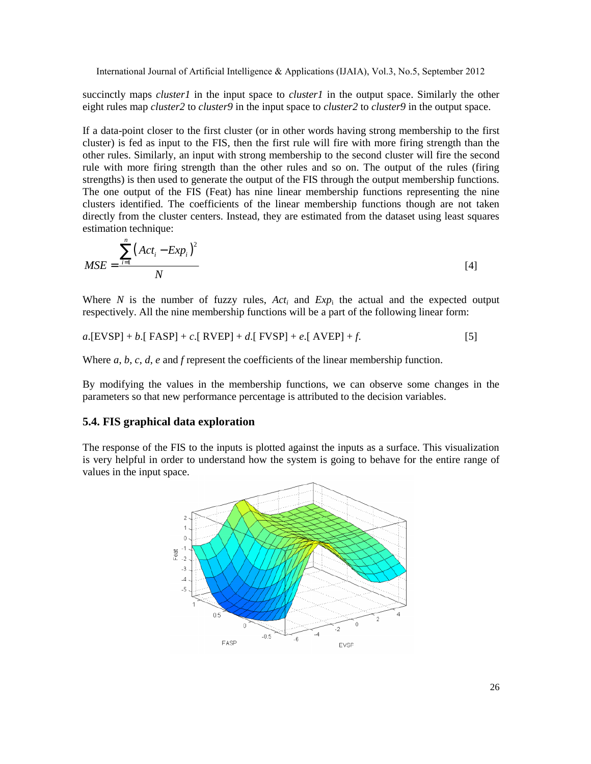succinctly maps *cluster1* in the input space to *cluster1* in the output space. Similarly the other eight rules map *cluster2* to *cluster9* in the input space to *cluster2* to *cluster9* in the output space.

If a data-point closer to the first cluster (or in other words having strong membership to the first cluster) is fed as input to the FIS, then the first rule will fire with more firing strength than the other rules. Similarly, an input with strong membership to the second cluster will fire the second rule with more firing strength than the other rules and so on. The output of the rules (firing strengths) is then used to generate the output of the FIS through the output membership functions. The one output of the FIS (Feat) has nine linear membership functions representing the nine clusters identified. The coefficients of the linear membership functions though are not taken directly from the cluster centers. Instead, they are estimated from the dataset using least squares estimation technique:

$$MSE = \frac{\sum_{i=1}^{n} \left( Act_i - Exp_i \right)^2}{N} \qquad [4]$$

Where $N$ is the number of fuzzy rules, $Act_i$ and $Exp_i$ the actual and the expected output respectively. All the nine membership functions will be a part of the following linear form:

$$a.[\text{EVSP}] + b.[\text{ FASP}] + c.[\text{ RVEP}] + d.[\text{ FVSP}] + e.[\text{ AVEP}] + f. \qquad [5]$$

Where $a$, $b$, $c$, $d$, $e$ and $f$ represent the coefficients of the linear membership function.

By modifying the values in the membership functions, we can observe some changes in the parameters so that new performance percentage is attributed to the decision variables.

### 5.4. FIS graphical data exploration

The response of the FIS to the inputs is plotted against the inputs as a surface. This visualization is very helpful in order to understand how the system is going to behave for the entire range of values in the input space.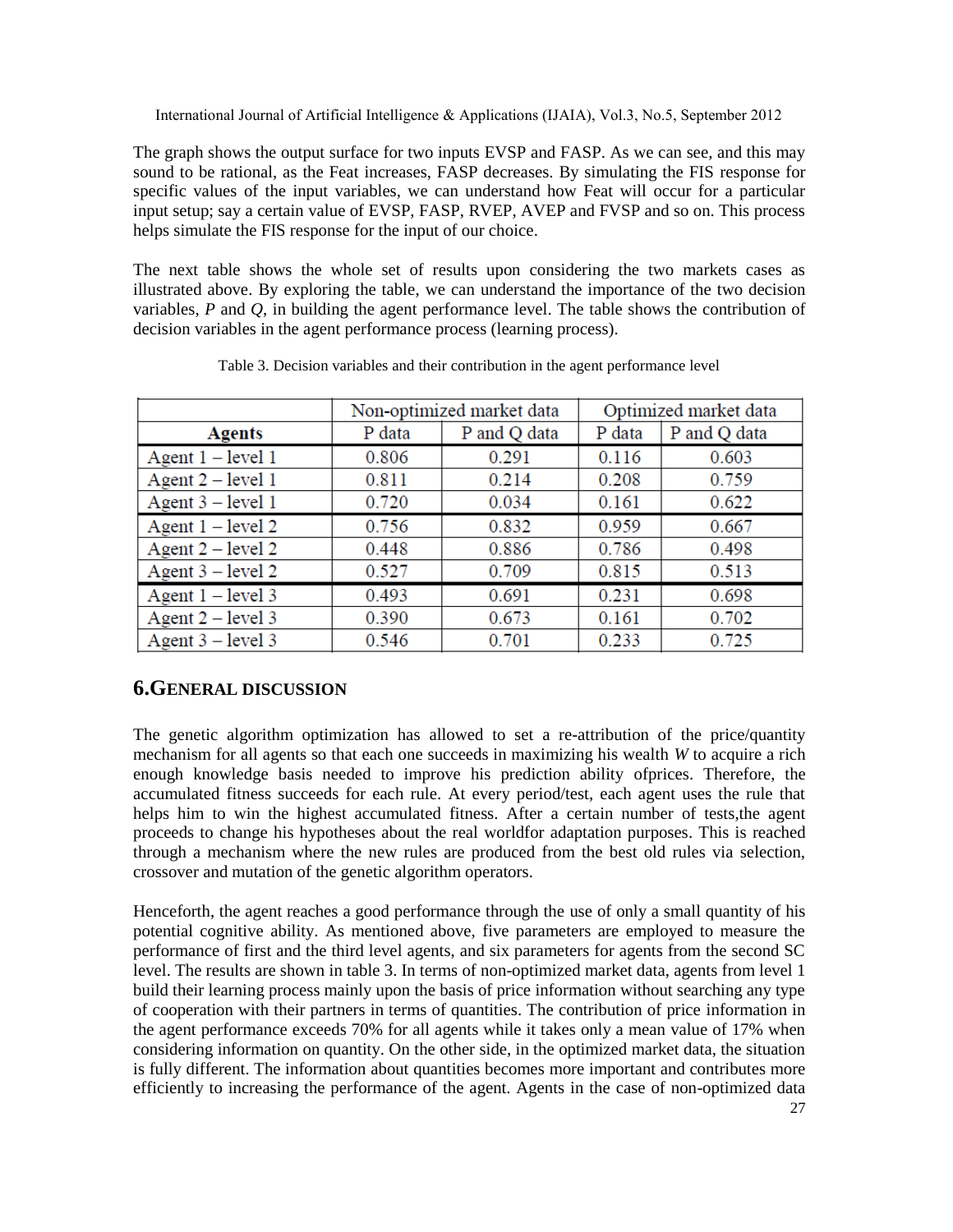The graph shows the output surface for two inputs EVSP and FASP. As we can see, and this may sound to be rational, as the Feat increases, FASP decreases. By simulating the FIS response for specific values of the input variables, we can understand how Feat will occur for a particular input setup; say a certain value of EVSP, FASP, RVEP, AVEP and FVSP and so on. This process helps simulate the FIS response for the input of our choice.

The next table shows the whole set of results upon considering the two markets cases as illustrated above. By exploring the table, we can understand the importance of the two decision variables, *P* and *Q*, in building the agent performance level. The table shows the contribution of decision variables in the agent performance process (learning process).

Table 3. Decision variables and their contribution in the agent performance level

| | Non-optimized market data | | Optimized market data | |
|---|---|---|---|---|
| **Agents** | P data | P and Q data | P data | P and Q data |
| Agent 1 – level 1 | 0.806 | 0.291 | 0.116 | 0.603 |
| Agent 2 – level 1 | 0.811 | 0.214 | 0.208 | 0.759 |
| Agent 3 – level 1 | 0.720 | 0.034 | 0.161 | 0.622 |
| Agent 1 – level 2 | 0.756 | 0.832 | 0.959 | 0.667 |
| Agent 2 – level 2 | 0.448 | 0.886 | 0.786 | 0.498 |
| Agent 3 – level 2 | 0.527 | 0.709 | 0.815 | 0.513 |
| Agent 1 – level 3 | 0.493 | 0.691 | 0.231 | 0.698 |
| Agent 2 – level 3 | 0.390 | 0.673 | 0.161 | 0.702 |
| Agent 3 – level 3 | 0.546 | 0.701 | 0.233 | 0.725 |

## 6. GENERAL DISCUSSION

The genetic algorithm optimization has allowed to set a re-attribution of the price/quantity mechanism for all agents so that each one succeeds in maximizing his wealth *W* to acquire a rich enough knowledge basis needed to improve his prediction ability ofprices. Therefore, the accumulated fitness succeeds for each rule. At every period/test, each agent uses the rule that helps him to win the highest accumulated fitness. After a certain number of tests,the agent proceeds to change his hypotheses about the real worldfor adaptation purposes. This is reached through a mechanism where the new rules are produced from the best old rules via selection, crossover and mutation of the genetic algorithm operators.

Henceforth, the agent reaches a good performance through the use of only a small quantity of his potential cognitive ability. As mentioned above, five parameters are employed to measure the performance of first and the third level agents, and six parameters for agents from the second SC level. The results are shown in table 3. In terms of non-optimized market data, agents from level 1 build their learning process mainly upon the basis of price information without searching any type of cooperation with their partners in terms of quantities. The contribution of price information in the agent performance exceeds 70% for all agents while it takes only a mean value of 17% when considering information on quantity. On the other side, in the optimized market data, the situation is fully different. The information about quantities becomes more important and contributes more efficiently to increasing the performance of the agent. Agents in the case of non-optimized data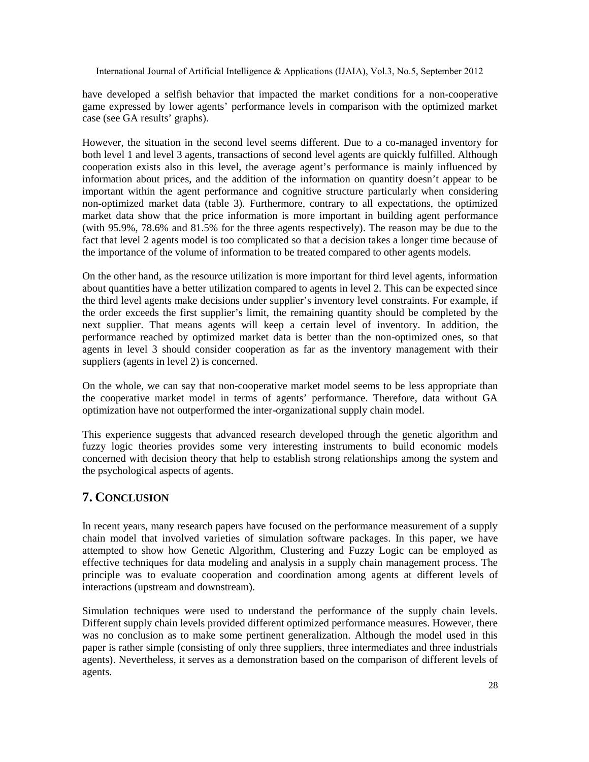have developed a selfish behavior that impacted the market conditions for a non-cooperative game expressed by lower agents' performance levels in comparison with the optimized market case (see GA results' graphs).

However, the situation in the second level seems different. Due to a co-managed inventory for both level 1 and level 3 agents, transactions of second level agents are quickly fulfilled. Although cooperation exists also in this level, the average agent's performance is mainly influenced by information about prices, and the addition of the information on quantity doesn't appear to be important within the agent performance and cognitive structure particularly when considering non-optimized market data (table 3). Furthermore, contrary to all expectations, the optimized market data show that the price information is more important in building agent performance (with 95.9%, 78.6% and 81.5% for the three agents respectively). The reason may be due to the fact that level 2 agents model is too complicated so that a decision takes a longer time because of the importance of the volume of information to be treated compared to other agents models.

On the other hand, as the resource utilization is more important for third level agents, information about quantities have a better utilization compared to agents in level 2. This can be expected since the third level agents make decisions under supplier's inventory level constraints. For example, if the order exceeds the first supplier's limit, the remaining quantity should be completed by the next supplier. That means agents will keep a certain level of inventory. In addition, the performance reached by optimized market data is better than the non-optimized ones, so that agents in level 3 should consider cooperation as far as the inventory management with their suppliers (agents in level 2) is concerned.

On the whole, we can say that non-cooperative market model seems to be less appropriate than the cooperative market model in terms of agents' performance. Therefore, data without GA optimization have not outperformed the inter-organizational supply chain model.

This experience suggests that advanced research developed through the genetic algorithm and fuzzy logic theories provides some very interesting instruments to build economic models concerned with decision theory that help to establish strong relationships among the system and the psychological aspects of agents.

## 7. CONCLUSION

In recent years, many research papers have focused on the performance measurement of a supply chain model that involved varieties of simulation software packages. In this paper, we have attempted to show how Genetic Algorithm, Clustering and Fuzzy Logic can be employed as effective techniques for data modeling and analysis in a supply chain management process. The principle was to evaluate cooperation and coordination among agents at different levels of interactions (upstream and downstream).

Simulation techniques were used to understand the performance of the supply chain levels. Different supply chain levels provided different optimized performance measures. However, there was no conclusion as to make some pertinent generalization. Although the model used in this paper is rather simple (consisting of only three suppliers, three intermediates and three industrials agents). Nevertheless, it serves as a demonstration based on the comparison of different levels of agents.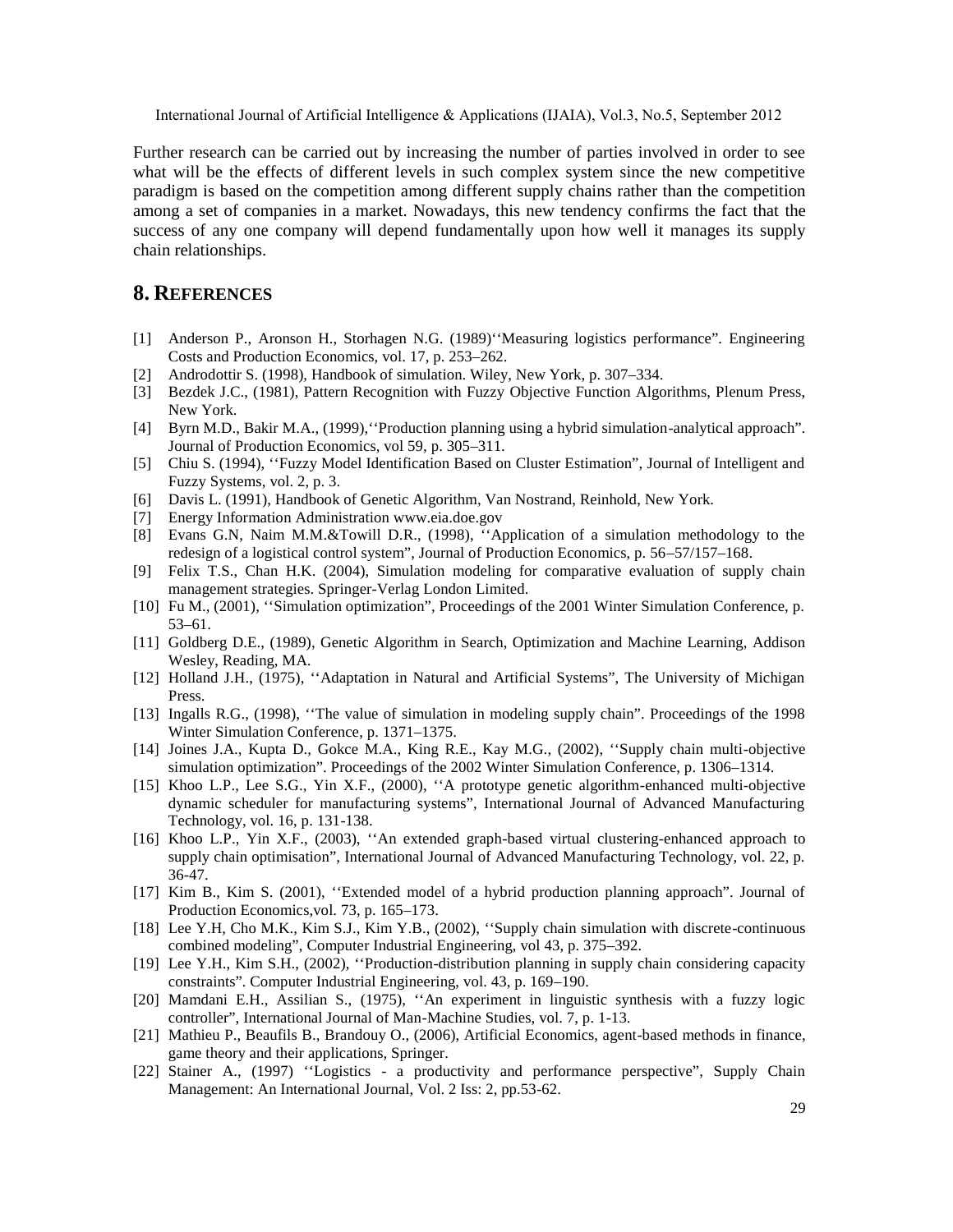Further research can be carried out by increasing the number of parties involved in order to see what will be the effects of different levels in such complex system since the new competitive paradigm is based on the competition among different supply chains rather than the competition among a set of companies in a market. Nowadays, this new tendency confirms the fact that the success of any one company will depend fundamentally upon how well it manages its supply chain relationships.

## 8. REFERENCES

[1] Anderson P., Aronson H., Storhagen N.G. (1989)''Measuring logistics performance". Engineering Costs and Production Economics, vol. 17, p. 253–262.

[2] Androdottir S. (1998), Handbook of simulation. Wiley, New York, p. 307–334.

[3] Bezdek J.C., (1981), Pattern Recognition with Fuzzy Objective Function Algorithms, Plenum Press, New York.

[4] Byrn M.D., Bakir M.A., (1999),''Production planning using a hybrid simulation-analytical approach". Journal of Production Economics, vol 59, p. 305–311.

[5] Chiu S. (1994), ''Fuzzy Model Identification Based on Cluster Estimation", Journal of Intelligent and Fuzzy Systems, vol. 2, p. 3.

[6] Davis L. (1991), Handbook of Genetic Algorithm, Van Nostrand, Reinhold, New York.

[7] Energy Information Administration www.eia.doe.gov

[8] Evans G.N, Naim M.M.&Towill D.R., (1998), ''Application of a simulation methodology to the redesign of a logistical control system", Journal of Production Economics, p. 56–57/157–168.

[9] Felix T.S., Chan H.K. (2004), Simulation modeling for comparative evaluation of supply chain management strategies. Springer-Verlag London Limited.

[10] Fu M., (2001), ''Simulation optimization", Proceedings of the 2001 Winter Simulation Conference, p. 53–61.

[11] Goldberg D.E., (1989), Genetic Algorithm in Search, Optimization and Machine Learning, Addison Wesley, Reading, MA.

[12] Holland J.H., (1975), ''Adaptation in Natural and Artificial Systems", The University of Michigan Press.

[13] Ingalls R.G., (1998), ''The value of simulation in modeling supply chain". Proceedings of the 1998 Winter Simulation Conference, p. 1371–1375.

[14] Joines J.A., Kupta D., Gokce M.A., King R.E., Kay M.G., (2002), ''Supply chain multi-objective simulation optimization". Proceedings of the 2002 Winter Simulation Conference, p. 1306–1314.

[15] Khoo L.P., Lee S.G., Yin X.F., (2000), ''A prototype genetic algorithm-enhanced multi-objective dynamic scheduler for manufacturing systems", International Journal of Advanced Manufacturing Technology, vol. 16, p. 131-138.

[16] Khoo L.P., Yin X.F., (2003), ''An extended graph-based virtual clustering-enhanced approach to supply chain optimisation", International Journal of Advanced Manufacturing Technology, vol. 22, p. 36-47.

[17] Kim B., Kim S. (2001), ''Extended model of a hybrid production planning approach". Journal of Production Economics,vol. 73, p. 165–173.

[18] Lee Y.H, Cho M.K., Kim S.J., Kim Y.B., (2002), ''Supply chain simulation with discrete-continuous combined modeling", Computer Industrial Engineering, vol 43, p. 375–392.

[19] Lee Y.H., Kim S.H., (2002), ''Production-distribution planning in supply chain considering capacity constraints". Computer Industrial Engineering, vol. 43, p. 169–190.

[20] Mamdani E.H., Assilian S., (1975), ''An experiment in linguistic synthesis with a fuzzy logic controller", International Journal of Man-Machine Studies, vol. 7, p. 1-13.

[21] Mathieu P., Beaufils B., Brandouy O., (2006), Artificial Economics, agent-based methods in finance, game theory and their applications, Springer.

[22] Stainer A., (1997) ''Logistics - a productivity and performance perspective", Supply Chain Management: An International Journal, Vol. 2 Iss: 2, pp.53-62.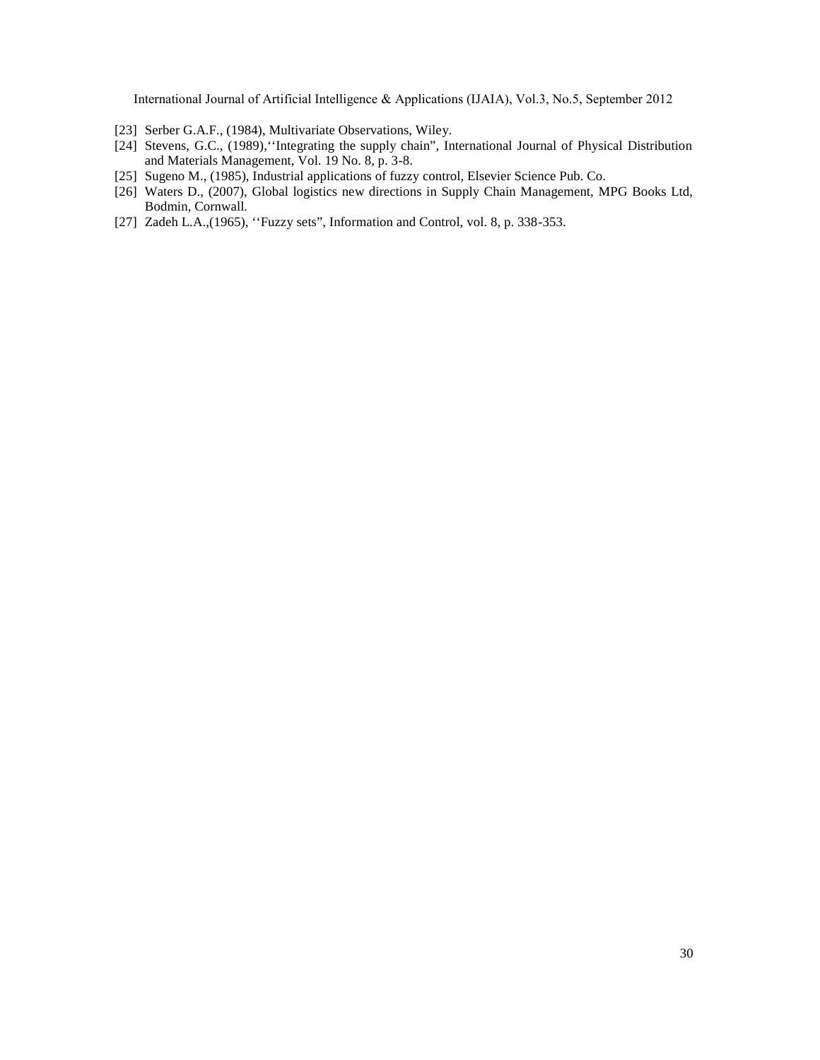[23] Serber G.A.F., (1984), Multivariate Observations, Wiley.

[24] Stevens, G.C., (1989),''Integrating the supply chain", International Journal of Physical Distribution and Materials Management, Vol. 19 No. 8, p. 3-8.

[25] Sugeno M., (1985), Industrial applications of fuzzy control, Elsevier Science Pub. Co.

[26] Waters D., (2007), Global logistics new directions in Supply Chain Management, MPG Books Ltd, Bodmin, Cornwall.

[27] Zadeh L.A.,(1965), ''Fuzzy sets", Information and Control, vol. 8, p. 338-353.